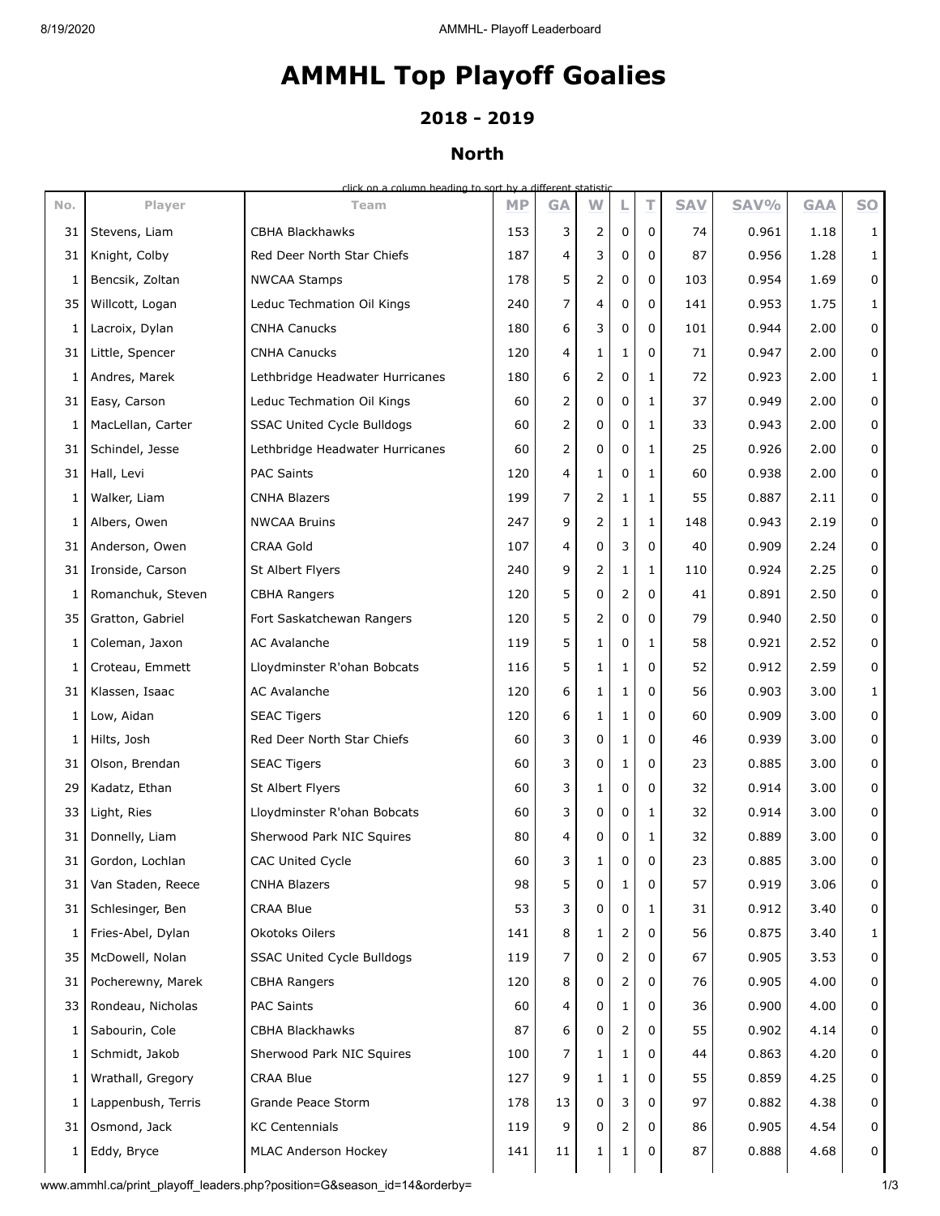# AMMHL Top Playoff Goalies

## 2018 - 2019

### North

click on a column heading to sort by a different statistic

| No. | Player | Team | MP | GA | W | L | T | SAV | SAV% | GAA | SO |
|---|---|---|---|---|---|---|---|---|---|---|---|
| 31 | Stevens, Liam | CBHA Blackhawks | 153 | 3 | 2 | 0 | 0 | 74 | 0.961 | 1.18 | 1 |
| 31 | Knight, Colby | Red Deer North Star Chiefs | 187 | 4 | 3 | 0 | 0 | 87 | 0.956 | 1.28 | 1 |
| 1 | Bencsik, Zoltan | NWCAA Stamps | 178 | 5 | 2 | 0 | 0 | 103 | 0.954 | 1.69 | 0 |
| 35 | Willcott, Logan | Leduc Techmation Oil Kings | 240 | 7 | 4 | 0 | 0 | 141 | 0.953 | 1.75 | 1 |
| 1 | Lacroix, Dylan | CNHA Canucks | 180 | 6 | 3 | 0 | 0 | 101 | 0.944 | 2.00 | 0 |
| 31 | Little, Spencer | CNHA Canucks | 120 | 4 | 1 | 1 | 0 | 71 | 0.947 | 2.00 | 0 |
| 1 | Andres, Marek | Lethbridge Headwater Hurricanes | 180 | 6 | 2 | 0 | 1 | 72 | 0.923 | 2.00 | 1 |
| 31 | Easy, Carson | Leduc Techmation Oil Kings | 60 | 2 | 0 | 0 | 1 | 37 | 0.949 | 2.00 | 0 |
| 1 | MacLellan, Carter | SSAC United Cycle Bulldogs | 60 | 2 | 0 | 0 | 1 | 33 | 0.943 | 2.00 | 0 |
| 31 | Schindel, Jesse | Lethbridge Headwater Hurricanes | 60 | 2 | 0 | 0 | 1 | 25 | 0.926 | 2.00 | 0 |
| 31 | Hall, Levi | PAC Saints | 120 | 4 | 1 | 0 | 1 | 60 | 0.938 | 2.00 | 0 |
| 1 | Walker, Liam | CNHA Blazers | 199 | 7 | 2 | 1 | 1 | 55 | 0.887 | 2.11 | 0 |
| 1 | Albers, Owen | NWCAA Bruins | 247 | 9 | 2 | 1 | 1 | 148 | 0.943 | 2.19 | 0 |
| 31 | Anderson, Owen | CRAA Gold | 107 | 4 | 0 | 3 | 0 | 40 | 0.909 | 2.24 | 0 |
| 31 | Ironside, Carson | St Albert Flyers | 240 | 9 | 2 | 1 | 1 | 110 | 0.924 | 2.25 | 0 |
| 1 | Romanchuk, Steven | CBHA Rangers | 120 | 5 | 0 | 2 | 0 | 41 | 0.891 | 2.50 | 0 |
| 35 | Gratton, Gabriel | Fort Saskatchewan Rangers | 120 | 5 | 2 | 0 | 0 | 79 | 0.940 | 2.50 | 0 |
| 1 | Coleman, Jaxon | AC Avalanche | 119 | 5 | 1 | 0 | 1 | 58 | 0.921 | 2.52 | 0 |
| 1 | Croteau, Emmett | Lloydminster R'ohan Bobcats | 116 | 5 | 1 | 1 | 0 | 52 | 0.912 | 2.59 | 0 |
| 31 | Klassen, Isaac | AC Avalanche | 120 | 6 | 1 | 1 | 0 | 56 | 0.903 | 3.00 | 1 |
| 1 | Low, Aidan | SEAC Tigers | 120 | 6 | 1 | 1 | 0 | 60 | 0.909 | 3.00 | 0 |
| 1 | Hilts, Josh | Red Deer North Star Chiefs | 60 | 3 | 0 | 1 | 0 | 46 | 0.939 | 3.00 | 0 |
| 31 | Olson, Brendan | SEAC Tigers | 60 | 3 | 0 | 1 | 0 | 23 | 0.885 | 3.00 | 0 |
| 29 | Kadatz, Ethan | St Albert Flyers | 60 | 3 | 1 | 0 | 0 | 32 | 0.914 | 3.00 | 0 |
| 33 | Light, Ries | Lloydminster R'ohan Bobcats | 60 | 3 | 0 | 0 | 1 | 32 | 0.914 | 3.00 | 0 |
| 31 | Donnelly, Liam | Sherwood Park NIC Squires | 80 | 4 | 0 | 0 | 1 | 32 | 0.889 | 3.00 | 0 |
| 31 | Gordon, Lochlan | CAC United Cycle | 60 | 3 | 1 | 0 | 0 | 23 | 0.885 | 3.00 | 0 |
| 31 | Van Staden, Reece | CNHA Blazers | 98 | 5 | 0 | 1 | 0 | 57 | 0.919 | 3.06 | 0 |
| 31 | Schlesinger, Ben | CRAA Blue | 53 | 3 | 0 | 0 | 1 | 31 | 0.912 | 3.40 | 0 |
| 1 | Fries-Abel, Dylan | Okotoks Oilers | 141 | 8 | 1 | 2 | 0 | 56 | 0.875 | 3.40 | 1 |
| 35 | McDowell, Nolan | SSAC United Cycle Bulldogs | 119 | 7 | 0 | 2 | 0 | 67 | 0.905 | 3.53 | 0 |
| 31 | Pocherewny, Marek | CBHA Rangers | 120 | 8 | 0 | 2 | 0 | 76 | 0.905 | 4.00 | 0 |
| 33 | Rondeau, Nicholas | PAC Saints | 60 | 4 | 0 | 1 | 0 | 36 | 0.900 | 4.00 | 0 |
| 1 | Sabourin, Cole | CBHA Blackhawks | 87 | 6 | 0 | 2 | 0 | 55 | 0.902 | 4.14 | 0 |
| 1 | Schmidt, Jakob | Sherwood Park NIC Squires | 100 | 7 | 1 | 1 | 0 | 44 | 0.863 | 4.20 | 0 |
| 1 | Wrathall, Gregory | CRAA Blue | 127 | 9 | 1 | 1 | 0 | 55 | 0.859 | 4.25 | 0 |
| 1 | Lappenbush, Terris | Grande Peace Storm | 178 | 13 | 0 | 3 | 0 | 97 | 0.882 | 4.38 | 0 |
| 31 | Osmond, Jack | KC Centennials | 119 | 9 | 0 | 2 | 0 | 86 | 0.905 | 4.54 | 0 |
| 1 | Eddy, Bryce | MLAC Anderson Hockey | 141 | 11 | 1 | 1 | 0 | 87 | 0.888 | 4.68 | 0 |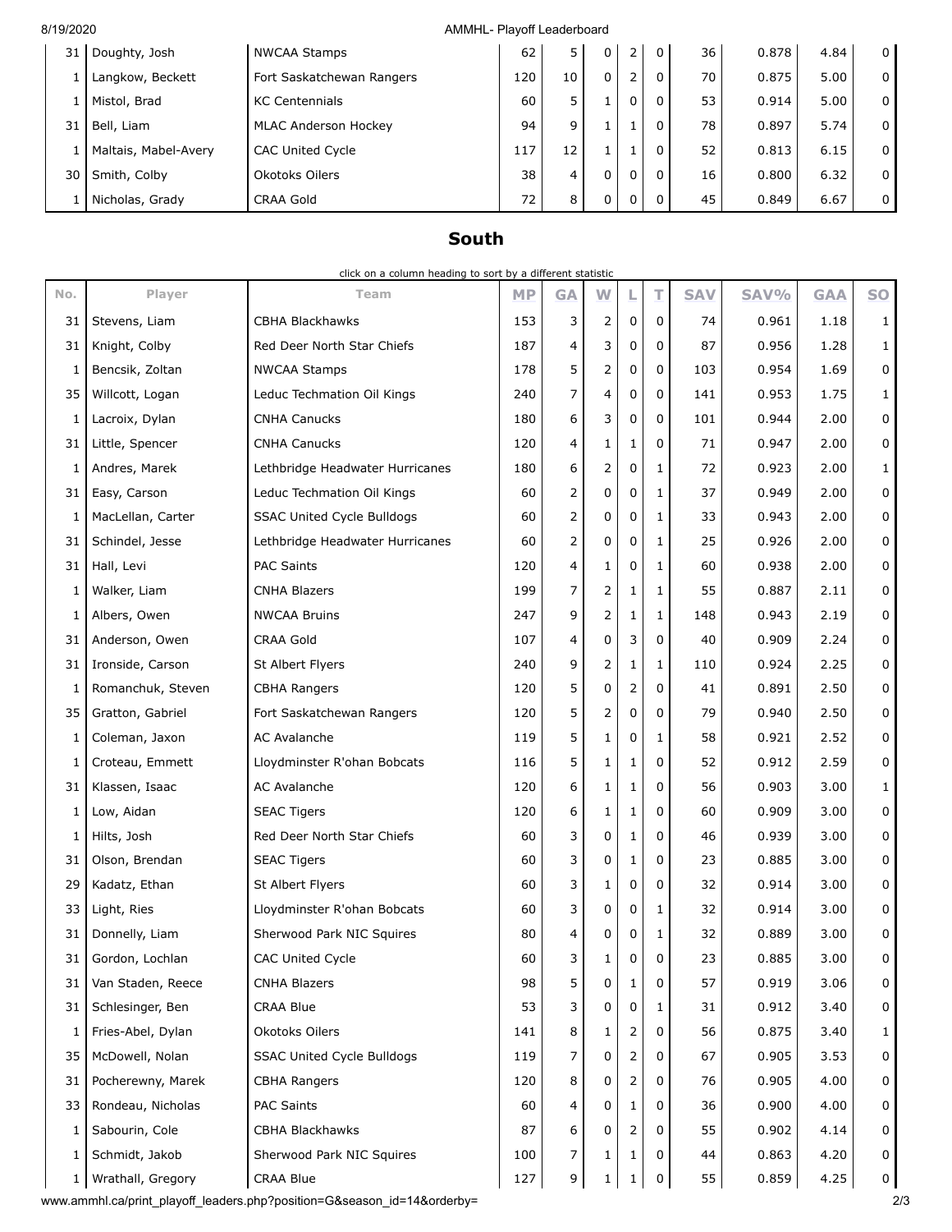| 31 | Doughty, Josh | NWCAA Stamps | 62 | 5 | 0 | 2 | 0 | 36 | 0.878 | 4.84 | 0 |
|---|---|---|---|---|---|---|---|---|---|---|---|
| 1 | Langkow, Beckett | Fort Saskatchewan Rangers | 120 | 10 | 0 | 2 | 0 | 70 | 0.875 | 5.00 | 0 |
| 1 | Mistol, Brad | KC Centennials | 60 | 5 | 1 | 0 | 0 | 53 | 0.914 | 5.00 | 0 |
| 31 | Bell, Liam | MLAC Anderson Hockey | 94 | 9 | 1 | 1 | 0 | 78 | 0.897 | 5.74 | 0 |
| 1 | Maltais, Mabel-Avery | CAC United Cycle | 117 | 12 | 1 | 1 | 0 | 52 | 0.813 | 6.15 | 0 |
| 30 | Smith, Colby | Okotoks Oilers | 38 | 4 | 0 | 0 | 0 | 16 | 0.800 | 6.32 | 0 |
| 1 | Nicholas, Grady | CRAA Gold | 72 | 8 | 0 | 0 | 0 | 45 | 0.849 | 6.67 | 0 |

## South

click on a column heading to sort by a different statistic

| No. | Player | Team | MP | GA | W | L | T | SAV | SAV% | GAA | SO |
|---|---|---|---|---|---|---|---|---|---|---|---|
| 31 | Stevens, Liam | CBHA Blackhawks | 153 | 3 | 2 | 0 | 0 | 74 | 0.961 | 1.18 | 1 |
| 31 | Knight, Colby | Red Deer North Star Chiefs | 187 | 4 | 3 | 0 | 0 | 87 | 0.956 | 1.28 | 1 |
| 1 | Bencsik, Zoltan | NWCAA Stamps | 178 | 5 | 2 | 0 | 0 | 103 | 0.954 | 1.69 | 0 |
| 35 | Willcott, Logan | Leduc Techmation Oil Kings | 240 | 7 | 4 | 0 | 0 | 141 | 0.953 | 1.75 | 1 |
| 1 | Lacroix, Dylan | CNHA Canucks | 180 | 6 | 3 | 0 | 0 | 101 | 0.944 | 2.00 | 0 |
| 31 | Little, Spencer | CNHA Canucks | 120 | 4 | 1 | 1 | 0 | 71 | 0.947 | 2.00 | 0 |
| 1 | Andres, Marek | Lethbridge Headwater Hurricanes | 180 | 6 | 2 | 0 | 1 | 72 | 0.923 | 2.00 | 1 |
| 31 | Easy, Carson | Leduc Techmation Oil Kings | 60 | 2 | 0 | 0 | 1 | 37 | 0.949 | 2.00 | 0 |
| 1 | MacLellan, Carter | SSAC United Cycle Bulldogs | 60 | 2 | 0 | 0 | 1 | 33 | 0.943 | 2.00 | 0 |
| 31 | Schindel, Jesse | Lethbridge Headwater Hurricanes | 60 | 2 | 0 | 0 | 1 | 25 | 0.926 | 2.00 | 0 |
| 31 | Hall, Levi | PAC Saints | 120 | 4 | 1 | 0 | 1 | 60 | 0.938 | 2.00 | 0 |
| 1 | Walker, Liam | CNHA Blazers | 199 | 7 | 2 | 1 | 1 | 55 | 0.887 | 2.11 | 0 |
| 1 | Albers, Owen | NWCAA Bruins | 247 | 9 | 2 | 1 | 1 | 148 | 0.943 | 2.19 | 0 |
| 31 | Anderson, Owen | CRAA Gold | 107 | 4 | 0 | 3 | 0 | 40 | 0.909 | 2.24 | 0 |
| 31 | Ironside, Carson | St Albert Flyers | 240 | 9 | 2 | 1 | 1 | 110 | 0.924 | 2.25 | 0 |
| 1 | Romanchuk, Steven | CBHA Rangers | 120 | 5 | 0 | 2 | 0 | 41 | 0.891 | 2.50 | 0 |
| 35 | Gratton, Gabriel | Fort Saskatchewan Rangers | 120 | 5 | 2 | 0 | 0 | 79 | 0.940 | 2.50 | 0 |
| 1 | Coleman, Jaxon | AC Avalanche | 119 | 5 | 1 | 0 | 1 | 58 | 0.921 | 2.52 | 0 |
| 1 | Croteau, Emmett | Lloydminster R'ohan Bobcats | 116 | 5 | 1 | 1 | 0 | 52 | 0.912 | 2.59 | 0 |
| 31 | Klassen, Isaac | AC Avalanche | 120 | 6 | 1 | 1 | 0 | 56 | 0.903 | 3.00 | 1 |
| 1 | Low, Aidan | SEAC Tigers | 120 | 6 | 1 | 1 | 0 | 60 | 0.909 | 3.00 | 0 |
| 1 | Hilts, Josh | Red Deer North Star Chiefs | 60 | 3 | 0 | 1 | 0 | 46 | 0.939 | 3.00 | 0 |
| 31 | Olson, Brendan | SEAC Tigers | 60 | 3 | 0 | 1 | 0 | 23 | 0.885 | 3.00 | 0 |
| 29 | Kadatz, Ethan | St Albert Flyers | 60 | 3 | 1 | 0 | 0 | 32 | 0.914 | 3.00 | 0 |
| 33 | Light, Ries | Lloydminster R'ohan Bobcats | 60 | 3 | 0 | 0 | 1 | 32 | 0.914 | 3.00 | 0 |
| 31 | Donnelly, Liam | Sherwood Park NIC Squires | 80 | 4 | 0 | 0 | 1 | 32 | 0.889 | 3.00 | 0 |
| 31 | Gordon, Lochlan | CAC United Cycle | 60 | 3 | 1 | 0 | 0 | 23 | 0.885 | 3.00 | 0 |
| 31 | Van Staden, Reece | CNHA Blazers | 98 | 5 | 0 | 1 | 0 | 57 | 0.919 | 3.06 | 0 |
| 31 | Schlesinger, Ben | CRAA Blue | 53 | 3 | 0 | 0 | 1 | 31 | 0.912 | 3.40 | 0 |
| 1 | Fries-Abel, Dylan | Okotoks Oilers | 141 | 8 | 1 | 2 | 0 | 56 | 0.875 | 3.40 | 1 |
| 35 | McDowell, Nolan | SSAC United Cycle Bulldogs | 119 | 7 | 0 | 2 | 0 | 67 | 0.905 | 3.53 | 0 |
| 31 | Pocherewny, Marek | CBHA Rangers | 120 | 8 | 0 | 2 | 0 | 76 | 0.905 | 4.00 | 0 |
| 33 | Rondeau, Nicholas | PAC Saints | 60 | 4 | 0 | 1 | 0 | 36 | 0.900 | 4.00 | 0 |
| 1 | Sabourin, Cole | CBHA Blackhawks | 87 | 6 | 0 | 2 | 0 | 55 | 0.902 | 4.14 | 0 |
| 1 | Schmidt, Jakob | Sherwood Park NIC Squires | 100 | 7 | 1 | 1 | 0 | 44 | 0.863 | 4.20 | 0 |
| 1 | Wrathall, Gregory | CRAA Blue | 127 | 9 | 1 | 1 | 0 | 55 | 0.859 | 4.25 | 0 |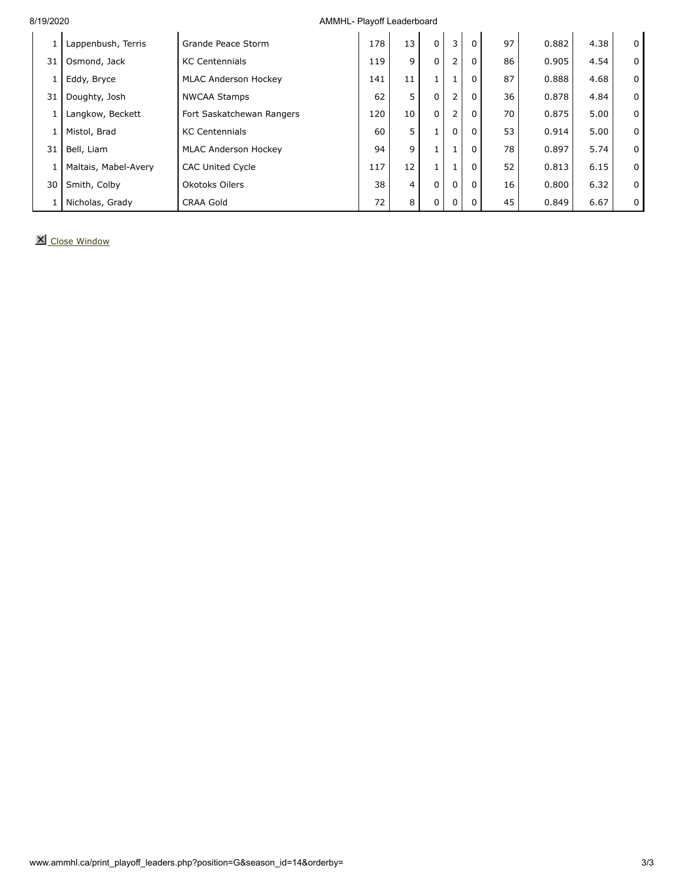| | | | | | | | | | | | |
|---|---|---|---|---|---|---|---|---|---|---|---|
| 1 | Lappenbush, Terris | Grande Peace Storm | 178 | 13 | 0 | 3 | 0 | 97 | 0.882 | 4.38 | 0 |
| 31 | Osmond, Jack | KC Centennials | 119 | 9 | 0 | 2 | 0 | 86 | 0.905 | 4.54 | 0 |
| 1 | Eddy, Bryce | MLAC Anderson Hockey | 141 | 11 | 1 | 1 | 0 | 87 | 0.888 | 4.68 | 0 |
| 31 | Doughty, Josh | NWCAA Stamps | 62 | 5 | 0 | 2 | 0 | 36 | 0.878 | 4.84 | 0 |
| 1 | Langkow, Beckett | Fort Saskatchewan Rangers | 120 | 10 | 0 | 2 | 0 | 70 | 0.875 | 5.00 | 0 |
| 1 | Mistol, Brad | KC Centennials | 60 | 5 | 1 | 0 | 0 | 53 | 0.914 | 5.00 | 0 |
| 31 | Bell, Liam | MLAC Anderson Hockey | 94 | 9 | 1 | 1 | 0 | 78 | 0.897 | 5.74 | 0 |
| 1 | Maltais, Mabel-Avery | CAC United Cycle | 117 | 12 | 1 | 1 | 0 | 52 | 0.813 | 6.15 | 0 |
| 30 | Smith, Colby | Okotoks Oilers | 38 | 4 | 0 | 0 | 0 | 16 | 0.800 | 6.32 | 0 |
| 1 | Nicholas, Grady | CRAA Gold | 72 | 8 | 0 | 0 | 0 | 45 | 0.849 | 6.67 | 0 |

Close Window